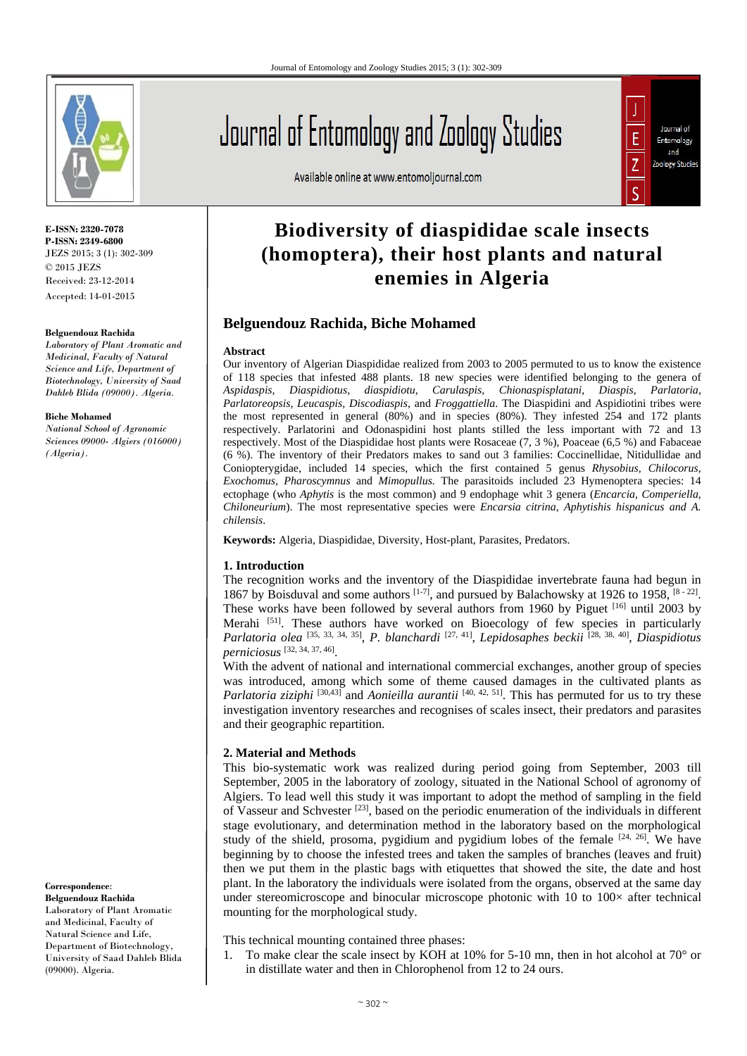**E-ISSN: 2320-7078**
**P-ISSN: 2349-6800**
JEZS 2015; 3 (1): 302-309
© 2015 JEZS
Received: 23-12-2014
Accepted: 14-01-2015

**Belguendouz Rachida**
*Laboratory of Plant Aromatic and Medicinal, Faculty of Natural Science and Life, Department of Biotechnology, University of Saad Dahleb Blida (09000). Algeria.*

**Biche Mohamed**
*National School of Agronomic Sciences 09000- Algiers (016000) (Algeria).*

# Biodiversity of diaspididae scale insects (homoptera), their host plants and natural enemies in Algeria

**Belguendouz Rachida, Biche Mohamed**

**Abstract**

Our inventory of Algerian Diaspididae realized from 2003 to 2005 permuted to us to know the existence of 118 species that infested 488 plants. 18 new species were identified belonging to the genera of *Aspidaspis, Diaspidiotus, diaspidiotu, Carulaspis, Chionaspisplatani, Diaspis, Parlatoria, Parlatoreopsis, Leucaspis, Discodiaspis,* and *Froggattiella*. The Diaspidini and Aspidiotini tribes were the most represented in general (80%) and in species (80%). They infested 254 and 172 plants respectively. Parlatorini and Odonaspidini host plants stilled the less important with 72 and 13 respectively. Most of the Diaspididae host plants were Rosaceae (7, 3 %), Poaceae (6,5 %) and Fabaceae (6 %). The inventory of their Predators makes to stand out 3 families: Coccinellidae, Nitidullidae and Coniopterygidae, included 14 species, which the first contained 5 genus *Rhysobius, Chilocorus, Exochomus, Pharoscymnus* and *Mimopullus.* The parasitoids included 23 Hymenoptera species: 14 ectophage (who *Aphytis* is the most common) and 9 endophage whit 3 genera (*Encarcia, Comperiella, Chiloneurium*). The most representative species were *Encarsia citrina, Aphytishis hispanicus and A. chilensis.*

**Keywords:** Algeria, Diaspididae, Diversity, Host-plant, Parasites, Predators.

## 1. Introduction

The recognition works and the inventory of the Diaspididae invertebrate fauna had begun in 1867 by Boisduval and some authors [1-7], and pursued by Balachowsky at 1926 to 1958, [8 - 22]. These works have been followed by several authors from 1960 by Piguet [16] until 2003 by Merahi [51]. These authors have worked on Bioecology of few species in particularly *Parlatoria olea* [35, 33, 34, 35], *P. blanchardi* [27, 41], *Lepidosaphes beckii* [28, 38, 40], *Diaspidiotus perniciosus* [32, 34, 37, 46].

With the advent of national and international commercial exchanges, another group of species was introduced, among which some of theme caused damages in the cultivated plants as *Parlatoria ziziphi* [30,43] and *Aonieilla aurantii* [40, 42, 51]. This has permuted for us to try these investigation inventory researches and recognises of scales insect, their predators and parasites and their geographic repartition.

## 2. Material and Methods

This bio-systematic work was realized during period going from September, 2003 till September, 2005 in the laboratory of zoology, situated in the National School of agronomy of Algiers. To lead well this study it was important to adopt the method of sampling in the field of Vasseur and Schvester [23], based on the periodic enumeration of the individuals in different stage evolutionary, and determination method in the laboratory based on the morphological study of the shield, prosoma, pygidium and pygidium lobes of the female [24, 26]. We have beginning by to choose the infested trees and taken the samples of branches (leaves and fruit) then we put them in the plastic bags with etiquettes that showed the site, the date and host plant. In the laboratory the individuals were isolated from the organs, observed at the same day under stereomicroscope and binocular microscope photonic with 10 to 100× after technical mounting for the morphological study.

This technical mounting contained three phases:

1. To make clear the scale insect by KOH at 10% for 5-10 mn, then in hot alcohol at 70° or in distillate water and then in Chlorophenol from 12 to 24 ours.

**Correspondence**:
**Belguendouz Rachida**
Laboratory of Plant Aromatic and Medicinal, Faculty of Natural Science and Life, Department of Biotechnology, University of Saad Dahleb Blida (09000). Algeria.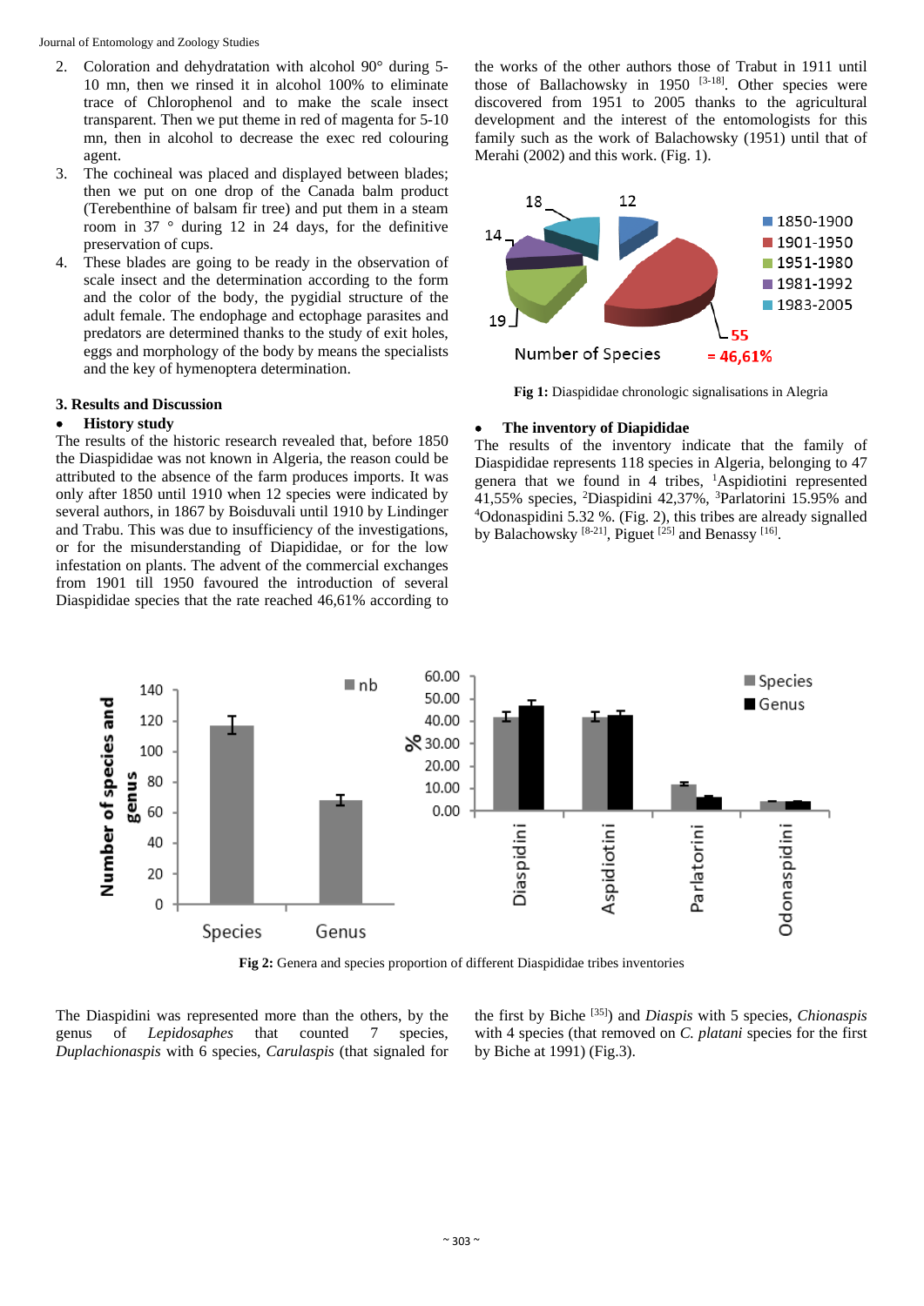2. Coloration and dehydratation with alcohol 90° during 5-10 mn, then we rinsed it in alcohol 100% to eliminate trace of Chlorophenol and to make the scale insect transparent. Then we put theme in red of magenta for 5-10 mn, then in alcohol to decrease the exec red colouring agent.
3. The cochineal was placed and displayed between blades; then we put on one drop of the Canada balm product (Terebenthine of balsam fir tree) and put them in a steam room in 37 ° during 12 in 24 days, for the definitive preservation of cups.
4. These blades are going to be ready in the observation of scale insect and the determination according to the form and the color of the body, the pygidial structure of the adult female. The endophage and ectophage parasites and predators are determined thanks to the study of exit holes, eggs and morphology of the body by means the specialists and the key of hymenoptera determination.

## 3. Results and Discussion

- **History study**

The results of the historic research revealed that, before 1850 the Diaspididae was not known in Algeria, the reason could be attributed to the absence of the farm produces imports. It was only after 1850 until 1910 when 12 species were indicated by several authors, in 1867 by Boisduvali until 1910 by Lindinger and Trabu. This was due to insufficiency of the investigations, or for the misunderstanding of Diapididae, or for the low infestation on plants. The advent of the commercial exchanges from 1901 till 1950 favoured the introduction of several Diaspididae species that the rate reached 46,61% according to the works of the other authors those of Trabut in 1911 until those of Ballachowsky in 1950 [3-18]. Other species were discovered from 1951 to 2005 thanks to the agricultural development and the interest of the entomologists for this family such as the work of Balachowsky (1951) until that of Merahi (2002) and this work. (Fig. 1).

**Fig 1:** Diaspididae chronologic signalisations in Alegria

- **The inventory of Diapididae**

The results of the inventory indicate that the family of Diaspididae represents 118 species in Algeria, belonging to 47 genera that we found in 4 tribes, [1]Aspidiotini represented 41,55% species, [2]Diaspidini 42,37%, [3]Parlatorini 15.95% and [4]Odonaspidini 5.32 %. (Fig. 2), this tribes are already signalled by Balachowsky [8-21], Piguet [25] and Benassy [16].

**Fig 2:** Genera and species proportion of different Diaspididae tribes inventories

The Diaspidini was represented more than the others, by the genus of *Lepidosaphes* that counted 7 species, *Duplachionaspis* with 6 species, *Carulaspis* (that signaled for the first by Biche [35]) and *Diaspis* with 5 species, *Chionaspis* with 4 species (that removed on *C. platani* species for the first by Biche at 1991) (Fig.3).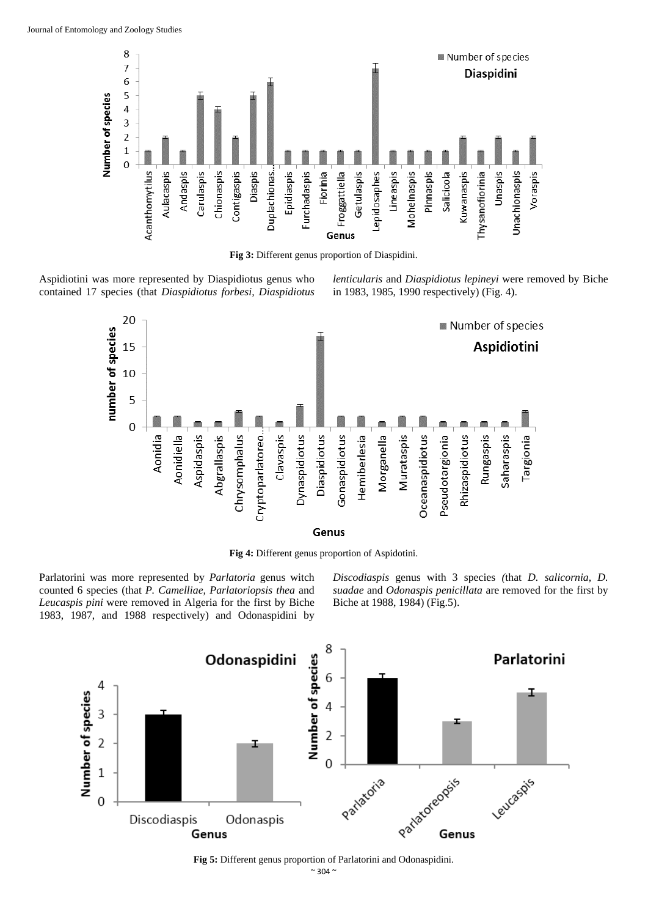Fig 3: Different genus proportion of Diaspidini.

Aspidiotini was more represented by Diaspidiotus genus who contained 17 species (that *Diaspidiotus forbesi, Diaspidiotus lenticularis* and *Diaspidiotus lepineyi* were removed by Biche in 1983, 1985, 1990 respectively) (Fig. 4).

Fig 4: Different genus proportion of Aspidotini.

Parlatorini was more represented by *Parlatoria* genus witch counted 6 species (that *P. Camelliae, Parlatoriopsis thea* and *Leucaspis pini* were removed in Algeria for the first by Biche 1983, 1987, and 1988 respectively) and Odonaspidini by *Discodiaspis* genus with 3 species (that *D. salicornia, D. suadae* and *Odonaspis penicillata* are removed for the first by Biche at 1988, 1984) (Fig.5).

Fig 5: Different genus proportion of Parlatorini and Odonaspidini.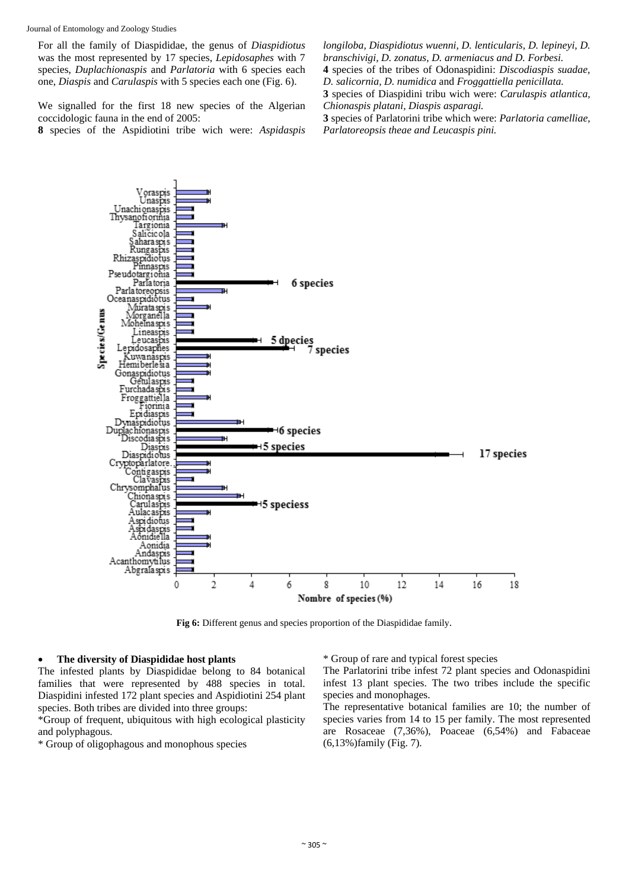For all the family of Diaspididae, the genus of *Diaspidiotus* was the most represented by 17 species, *Lepidosaphes* with 7 species, *Duplachionaspis* and *Parlatoria* with 6 species each one, *Diaspis* and *Carulaspis* with 5 species each one (Fig. 6).

We signalled for the first 18 new species of the Algerian coccidologic fauna in the end of 2005:

**8** species of the Aspidiotini tribe wich were: *Aspidaspis longiloba, Diaspidiotus wuenni, D. lenticularis, D. lepineyi, D. branschivigi, D. zonatus, D. armeniacus and D. Forbesi.*

**4** species of the tribes of Odonaspidini: *Discodiaspis suadae, D. salicornia, D. numidica* and *Froggattiella penicillata.*

**3** species of Diaspidini tribu wich were: *Carulaspis atlantica, Chionaspis platani, Diaspis asparagi.*

**3** species of Parlatorini tribe which were: *Parlatoria camelliae, Parlatoreopsis theae and Leucaspis pini.*

**Fig 6:** Different genus and species proportion of the Diaspididae family.

- **The diversity of Diaspididae host plants**

The infested plants by Diaspididae belong to 84 botanical families that were represented by 488 species in total. Diaspidini infested 172 plant species and Aspidiotini 254 plant species. Both tribes are divided into three groups:

*Group of frequent, ubiquitous with high ecological plasticity and polyphagous.

* Group of oligophagous and monophous species

* Group of rare and typical forest species

The Parlatorini tribe infest 72 plant species and Odonaspidini infest 13 plant species. The two tribes include the specific species and monophages.

The representative botanical families are 10; the number of species varies from 14 to 15 per family. The most represented are Rosaceae (7,36%), Poaceae (6,54%) and Fabaceae (6,13%)family (Fig. 7).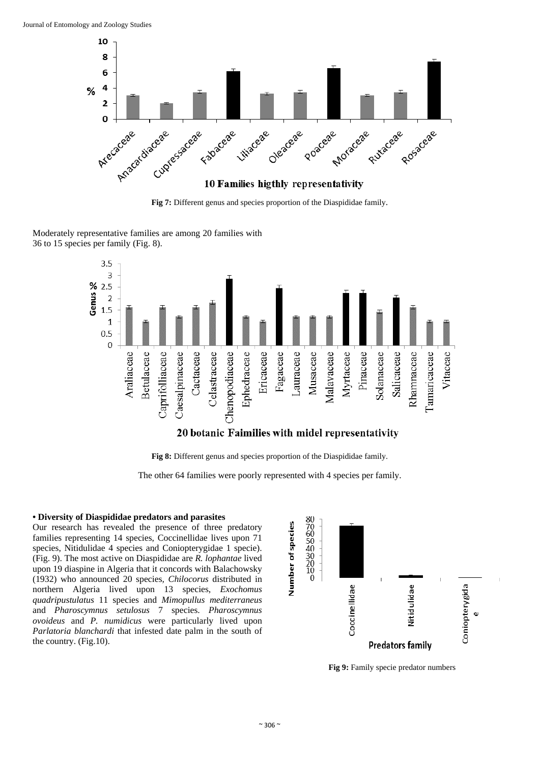**Fig 7:** Different genus and species proportion of the Diaspididae family.

Moderately representative families are among 20 families with 36 to 15 species per family (Fig. 8).

**Fig 8:** Different genus and species proportion of the Diaspididae family.

The other 64 families were poorly represented with 4 species per family.

**• Diversity of Diaspididae predators and parasites**

Our research has revealed the presence of three predatory families representing 14 species, Coccinellidae lives upon 71 species, Nitidulidae 4 species and Coniopterygidae 1 specie). (Fig. 9). The most active on Diaspididae are *R. lophantae* lived upon 19 diaspine in Algeria that it concords with Balachowsky (1932) who announced 20 species, *Chilocorus* distributed in northern Algeria lived upon 13 species, *Exochomus quadripustulatus* 11 species and *Mimopullus mediterraneus* and *Pharoscymnus setulosus* 7 species. *Pharoscymnus ovoideus* and *P. numidicus* were particularly lived upon *Parlatoria blanchardi* that infested date palm in the south of the country. (Fig.10).

**Fig 9:** Family specie predator numbers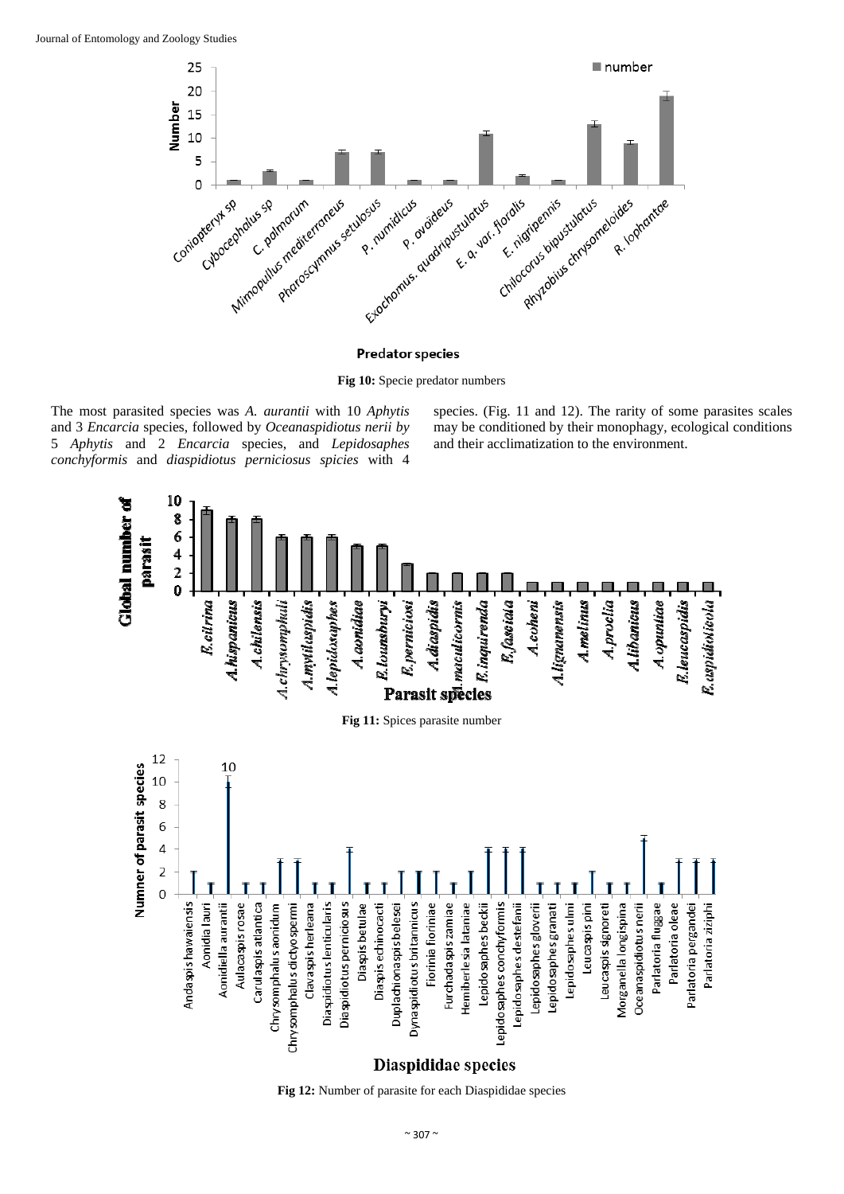**Fig 10:** Specie predator numbers

The most parasited species was *A. aurantii* with 10 *Aphytis* and 3 *Encarcia* species, followed by *Oceanaspidiotus nerii by* 5 *Aphytis* and 2 *Encarcia* species, and *Lepidosaphes conchyformis* and *diaspidiotus perniciosus spicies* with 4 species. (Fig. 11 and 12). The rarity of some parasites scales may be conditioned by their monophagy, ecological conditions and their acclimatization to the environment.

**Fig 11:** Spices parasite number

**Fig 12:** Number of parasite for each Diaspididae species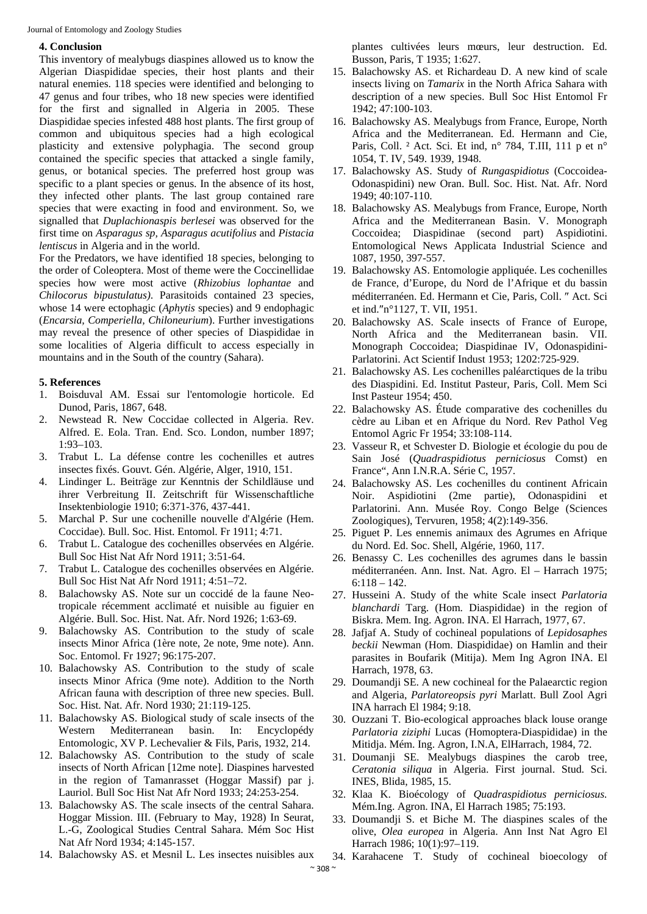## 4. Conclusion

This inventory of mealybugs diaspines allowed us to know the Algerian Diaspididae species, their host plants and their natural enemies. 118 species were identified and belonging to 47 genus and four tribes, who 18 new species were identified for the first and signalled in Algeria in 2005. These Diaspididae species infested 488 host plants. The first group of common and ubiquitous species had a high ecological plasticity and extensive polyphagia. The second group contained the specific species that attacked a single family, genus, or botanical species. The preferred host group was specific to a plant species or genus. In the absence of its host, they infected other plants. The last group contained rare species that were exacting in food and environment. So, we signalled that *Duplachionaspis berlesei* was observed for the first time on *Asparagus sp, Asparagus acutifolius* and *Pistacia lentiscus* in Algeria and in the world.

For the Predators, we have identified 18 species, belonging to the order of Coleoptera. Most of theme were the Coccinellidae species how were most active (*Rhizobius lophantae* and *Chilocorus bipustulatus)*. Parasitoids contained 23 species, whose 14 were ectophagic (*Aphytis* species) and 9 endophagic (*Encarsia, Comperiella, Chiloneurium*). Further investigations may reveal the presence of other species of Diaspididae in some localities of Algeria difficult to access especially in mountains and in the South of the country (Sahara).

## 5. References

1. Boisduval AM. Essai sur l'entomologie horticole. Ed Dunod, Paris, 1867, 648.
2. Newstead R. New Coccidae collected in Algeria. Rev. Alfred. E. Eola. Tran. End. Sco. London, number 1897; 1:93–103.
3. Trabut L. La défense contre les cochenilles et autres insectes fixés. Gouvt. Gén. Algérie, Alger, 1910, 151.
4. Lindinger L. Beiträge zur Kenntnis der Schildläuse und ihrer Verbreitung II. Zeitschrift für Wissenschaftliche Insektenbiologie 1910; 6:371-376, 437-441.
5. Marchal P. Sur une cochenille nouvelle d'Algérie (Hem. Coccidae). Bull. Soc. Hist. Entomol. Fr 1911; 4:71.
6. Trabut L. Catalogue des cochenilles observées en Algérie. Bull Soc Hist Nat Afr Nord 1911; 3:51-64.
7. Trabut L. Catalogue des cochenilles observées en Algérie. Bull Soc Hist Nat Afr Nord 1911; 4:51–72.
8. Balachowsky AS. Note sur un coccidé de la faune Neo-tropicale récemment acclimaté et nuisible au figuier en Algérie. Bull. Soc. Hist. Nat. Afr. Nord 1926; 1:63-69.
9. Balachowsky AS. Contribution to the study of scale insects Minor Africa (1ère note, 2e note, 9me note). Ann. Soc. Entomol. Fr 1927; 96:175-207.
10. Balachowsky AS. Contribution to the study of scale insects Minor Africa (9me note). Addition to the North African fauna with description of three new species. Bull. Soc. Hist. Nat. Afr. Nord 1930; 21:119-125.
11. Balachowsky AS. Biological study of scale insects of the Western Mediterranean basin. In: Encyclopédy Entomologic, XV P. Lechevalier & Fils, Paris, 1932, 214.
12. Balachowsky AS. Contribution to the study of scale insects of North African [12me note]. Diaspines harvested in the region of Tamanrasset (Hoggar Massif) par j. Lauriol. Bull Soc Hist Nat Afr Nord 1933; 24:253-254.
13. Balachowsky AS. The scale insects of the central Sahara. Hoggar Mission. III. (February to May, 1928) In Seurat, L.-G, Zoological Studies Central Sahara. Mém Soc Hist Nat Afr Nord 1934; 4:145-157.
14. Balachowsky AS. et Mesnil L. Les insectes nuisibles aux plantes cultivées leurs mœurs, leur destruction. Ed. Busson, Paris, T 1935; 1:627.
15. Balachowsky AS. et Richardeau D. A new kind of scale insects living on *Tamarix* in the North Africa Sahara with description of a new species. Bull Soc Hist Entomol Fr 1942; 47:100-103.
16. Balachowsky AS. Mealybugs from France, Europe, North Africa and the Mediterranean. Ed. Hermann and Cie, Paris, Coll. ² Act. Sci. Et ind, n° 784, T.III, 111 p et n° 1054, T. IV, 549. 1939, 1948.
17. Balachowsky AS. Study of *Rungaspidiotus* (Coccoidea-Odonaspidini) new Oran. Bull. Soc. Hist. Nat. Afr. Nord 1949; 40:107-110.
18. Balachowsky AS. Mealybugs from France, Europe, North Africa and the Mediterranean Basin. V. Monograph Coccoidea; Diaspidinae (second part) Aspidiotini. Entomological News Applicata Industrial Science and 1087, 1950, 397-557.
19. Balachowsky AS. Entomologie appliquée. Les cochenilles de France, d'Europe, du Nord de l'Afrique et du bassin méditerranéen. Ed. Hermann et Cie, Paris, Coll. ″ Act. Sci et ind.″n°1127, T. VII, 1951.
20. Balachowsky AS. Scale insects of France of Europe, North Africa and the Mediterranean basin. VII. Monograph Coccoidea; Diaspidinae IV, Odonaspidini-Parlatorini. Act Scientif Indust 1953; 1202:725-929.
21. Balachowsky AS. Les cochenilles paléarctiques de la tribu des Diaspidini. Ed. Institut Pasteur, Paris, Coll. Mem Sci Inst Pasteur 1954; 450.
22. Balachowsky AS. Étude comparative des cochenilles du cèdre au Liban et en Afrique du Nord. Rev Pathol Veg Entomol Agric Fr 1954; 33:108-114.
23. Vasseur R, et Schvester D. Biologie et écologie du pou de Sain José (*Quadraspidiotus perniciosus* Comst) en France", Ann I.N.R.A. Série C, 1957.
24. Balachowsky AS. Les cochenilles du continent Africain Noir. Aspidiotini (2me partie), Odonaspidini et Parlatorini. Ann. Musée Roy. Congo Belge (Sciences Zoologiques), Tervuren, 1958; 4(2):149-356.
25. Piguet P. Les ennemis animaux des Agrumes en Afrique du Nord. Ed. Soc. Shell, Algérie, 1960, 117.
26. Benassy C. Les cochenilles des agrumes dans le bassin méditerranéen. Ann. Inst. Nat. Agro. El – Harrach 1975; 6:118 – 142.
27. Husseini A. Study of the white Scale insect *Parlatoria blanchardi* Targ. (Hom. Diaspididae) in the region of Biskra. Mem. Ing. Agron. INA. El Harrach, 1977, 67.
28. Jafjaf A. Study of cochineal populations of *Lepidosaphes beckii* Newman (Hom. Diaspididae) on Hamlin and their parasites in Boufarik (Mitija). Mem Ing Agron INA. El Harrach, 1978, 63.
29. Doumandji SE. A new cochineal for the Palaearctic region and Algeria, *Parlatoreopsis pyri* Marlatt. Bull Zool Agri INA harrach El 1984; 9:18.
30. Ouzzani T. Bio-ecological approaches black louse orange *Parlatoria ziziphi* Lucas (Homoptera-Diaspididae) in the Mitidja. Mém. Ing. Agron, I.N.A, ElHarrach, 1984, 72.
31. Doumanji SE. Mealybugs diaspines the carob tree, *Ceratonia siliqua* in Algeria. First journal. Stud. Sci. INES, Blida, 1985, 15.
32. Klaa K. Bioécology of *Quadraspidiotus perniciosus.* Mém.Ing. Agron. INA, El Harrach 1985; 75:193.
33. Doumandji S. et Biche M. The diaspines scales of the olive, *Olea europea* in Algeria. Ann Inst Nat Agro El Harrach 1986; 10(1):97–119.
34. Karahacene T. Study of cochineal bioecology of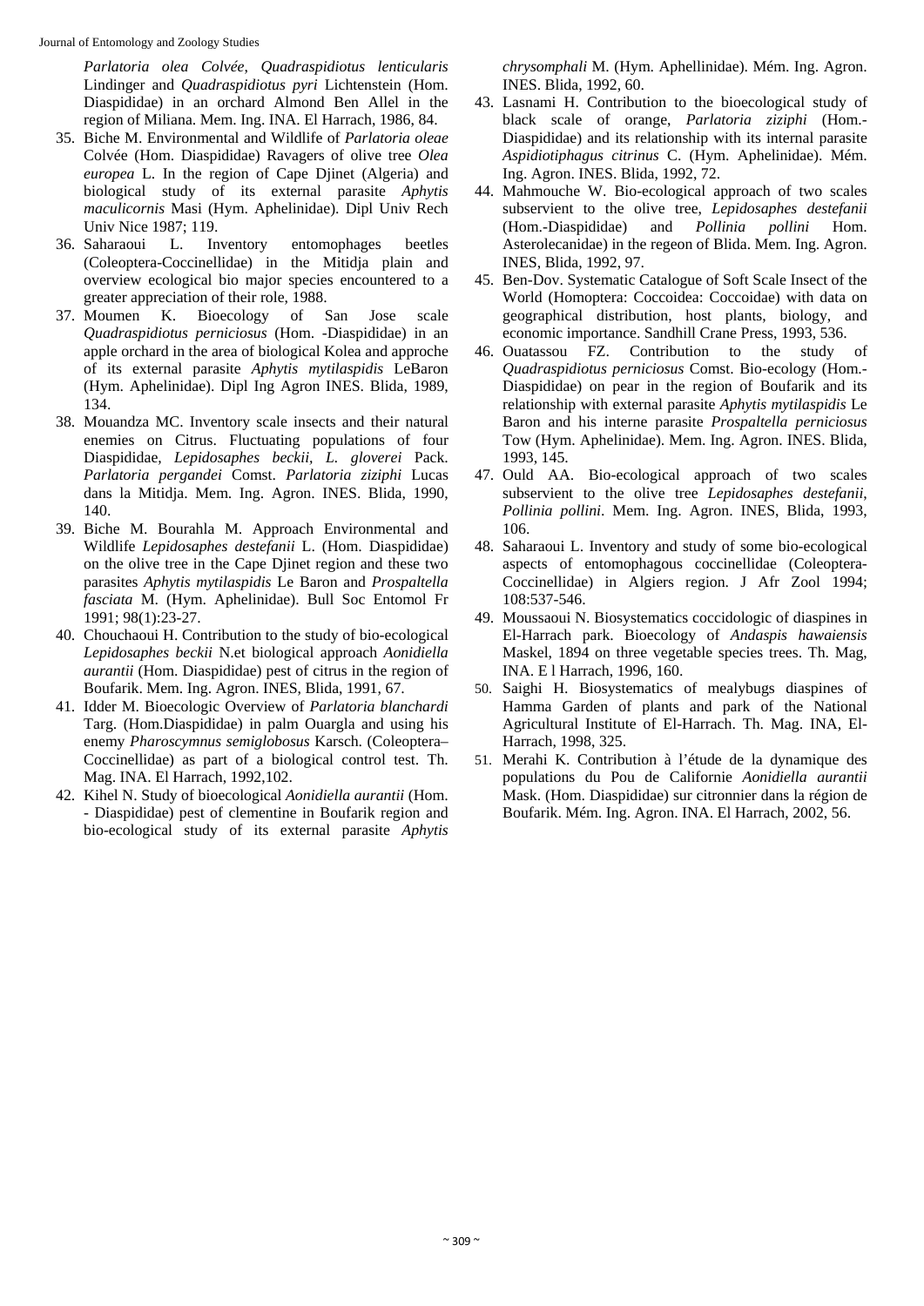*Parlatoria olea Colvée*, *Quadraspidiotus lenticularis* Lindinger and *Quadraspidiotus pyri* Lichtenstein (Hom. Diaspididae) in an orchard Almond Ben Allel in the region of Miliana. Mem. Ing. INA. El Harrach, 1986, 84.

35. Biche M. Environmental and Wildlife of *Parlatoria oleae* Colvée (Hom. Diaspididae) Ravagers of olive tree *Olea europea* L. In the region of Cape Djinet (Algeria) and biological study of its external parasite *Aphytis maculicornis* Masi (Hym. Aphelinidae). Dipl Univ Rech Univ Nice 1987; 119.
36. Saharaoui L. Inventory entomophages beetles (Coleoptera-Coccinellidae) in the Mitidja plain and overview ecological bio major species encountered to a greater appreciation of their role, 1988.
37. Moumen K. Bioecology of San Jose scale *Quadraspidiotus perniciosus* (Hom. -Diaspididae) in an apple orchard in the area of biological Kolea and approche of its external parasite *Aphytis mytilaspidis* LeBaron (Hym. Aphelinidae). Dipl Ing Agron INES. Blida, 1989, 134.
38. Mouandza MC. Inventory scale insects and their natural enemies on Citrus. Fluctuating populations of four Diaspididae, *Lepidosaphes beckii, L. gloverei* Pack. *Parlatoria pergandei* Comst. *Parlatoria ziziphi* Lucas dans la Mitidja. Mem. Ing. Agron. INES. Blida, 1990, 140.
39. Biche M. Bourahla M. Approach Environmental and Wildlife *Lepidosaphes destefanii* L. (Hom. Diaspididae) on the olive tree in the Cape Djinet region and these two parasites *Aphytis mytilaspidis* Le Baron and *Prospaltella fasciata* M. (Hym. Aphelinidae). Bull Soc Entomol Fr 1991; 98(1):23-27.
40. Chouchaoui H. Contribution to the study of bio-ecological *Lepidosaphes beckii* N.et biological approach *Aonidiella aurantii* (Hom. Diaspididae) pest of citrus in the region of Boufarik. Mem. Ing. Agron. INES, Blida, 1991, 67.
41. Idder M. Bioecologic Overview of *Parlatoria blanchardi* Targ. (Hom.Diaspididae) in palm Ouargla and using his enemy *Pharoscymnus semiglobosus* Karsch. (Coleoptera–Coccinellidae) as part of a biological control test. Th. Mag. INA. El Harrach, 1992,102.
42. Kihel N. Study of bioecological *Aonidiella aurantii* (Hom. - Diaspididae) pest of clementine in Boufarik region and bio-ecological study of its external parasite *Aphytis chrysomphali* M. (Hym. Aphellinidae). Mém. Ing. Agron. INES. Blida, 1992, 60.
43. Lasnami H. Contribution to the bioecological study of black scale of orange, *Parlatoria ziziphi* (Hom.-Diaspididae) and its relationship with its internal parasite *Aspidiotiphagus citrinus* C. (Hym. Aphelinidae). Mém. Ing. Agron. INES. Blida, 1992, 72.
44. Mahmouche W. Bio-ecological approach of two scales subservient to the olive tree, *Lepidosaphes destefanii* (Hom.-Diaspididae) and *Pollinia pollini* Hom. Asterolecanidae) in the regeon of Blida. Mem. Ing. Agron. INES, Blida, 1992, 97.
45. Ben-Dov. Systematic Catalogue of Soft Scale Insect of the World (Homoptera: Coccoidea: Coccoidae) with data on geographical distribution, host plants, biology, and economic importance. Sandhill Crane Press, 1993, 536.
46. Ouatassou FZ. Contribution to the study of *Quadraspidiotus perniciosus* Comst. Bio-ecology (Hom.-Diaspididae) on pear in the region of Boufarik and its relationship with external parasite *Aphytis mytilaspidis* Le Baron and his interne parasite *Prospaltella perniciosus* Tow (Hym. Aphelinidae). Mem. Ing. Agron. INES. Blida, 1993, 145.
47. Ould AA. Bio-ecological approach of two scales subservient to the olive tree *Lepidosaphes destefanii*, *Pollinia pollini*. Mem. Ing. Agron. INES, Blida, 1993, 106.
48. Saharaoui L. Inventory and study of some bio-ecological aspects of entomophagous coccinellidae (Coleoptera-Coccinellidae) in Algiers region. J Afr Zool 1994; 108:537-546.
49. Moussaoui N. Biosystematics coccidologic of diaspines in El-Harrach park. Bioecology of *Andaspis hawaiensis* Maskel, 1894 on three vegetable species trees. Th. Mag, INA. E l Harrach, 1996, 160.
50. Saighi H. Biosystematics of mealybugs diaspines of Hamma Garden of plants and park of the National Agricultural Institute of El-Harrach. Th. Mag. INA, El-Harrach, 1998, 325.
51. Merahi K. Contribution à l'étude de la dynamique des populations du Pou de Californie *Aonidiella aurantii* Mask. (Hom. Diaspididae) sur citronnier dans la région de Boufarik. Mém. Ing. Agron. INA. El Harrach, 2002, 56.